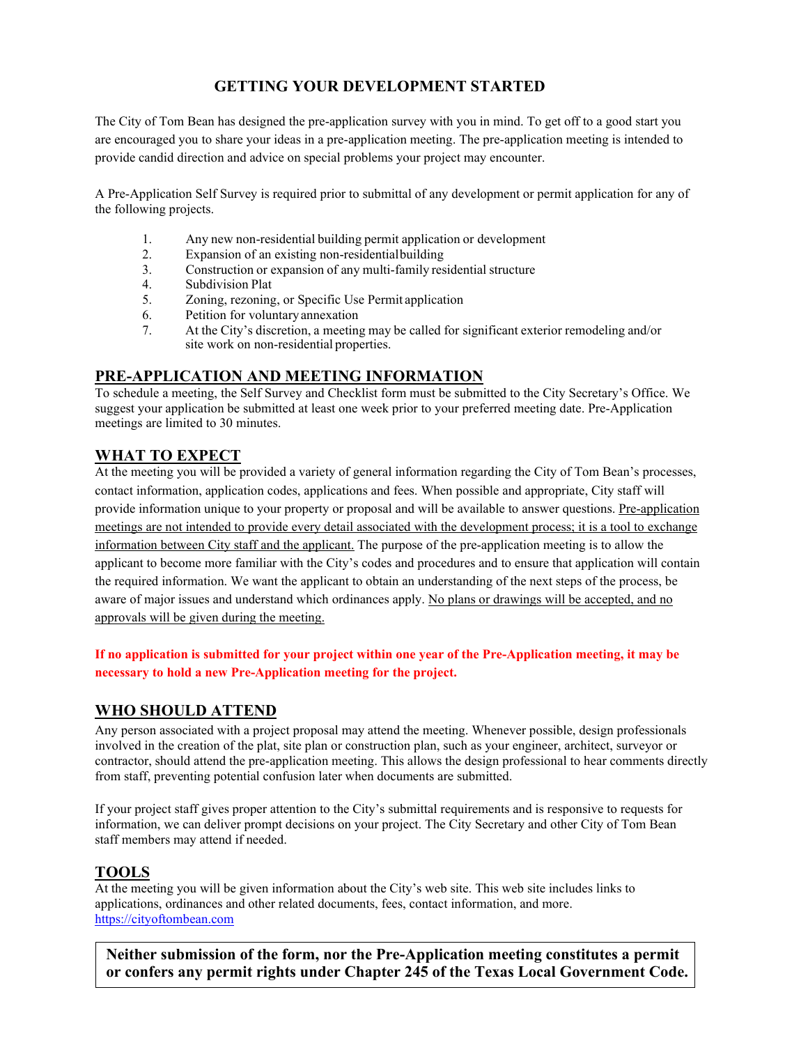# GETTING YOUR DEVELOPMENT STARTED

The City of Tom Bean has designed the pre-application survey with you in mind. To get off to a good start you are encouraged you to share your ideas in a pre-application meeting. The pre-application meeting is intended to provide candid direction and advice on special problems your project may encounter.

A Pre-Application Self Survey is required prior to submittal of any development or permit application for any of the following projects.

1. Any new non-residential building permit application or development
2. Expansion of an existing non-residential building
3. Construction or expansion of any multi-family residential structure
4. Subdivision Plat
5. Zoning, rezoning, or Specific Use Permit application
6. Petition for voluntary annexation
7. At the City's discretion, a meeting may be called for significant exterior remodeling and/or site work on non-residential properties.

## PRE-APPLICATION AND MEETING INFORMATION

To schedule a meeting, the Self Survey and Checklist form must be submitted to the City Secretary's Office. We suggest your application be submitted at least one week prior to your preferred meeting date. Pre-Application meetings are limited to 30 minutes.

## WHAT TO EXPECT

At the meeting you will be provided a variety of general information regarding the City of Tom Bean's processes, contact information, application codes, applications and fees. When possible and appropriate, City staff will provide information unique to your property or proposal and will be available to answer questions. Pre-application meetings are not intended to provide every detail associated with the development process; it is a tool to exchange information between City staff and the applicant. The purpose of the pre-application meeting is to allow the applicant to become more familiar with the City's codes and procedures and to ensure that application will contain the required information. We want the applicant to obtain an understanding of the next steps of the process, be aware of major issues and understand which ordinances apply. No plans or drawings will be accepted, and no approvals will be given during the meeting.

**If no application is submitted for your project within one year of the Pre-Application meeting, it may be necessary to hold a new Pre-Application meeting for the project.**

## WHO SHOULD ATTEND

Any person associated with a project proposal may attend the meeting. Whenever possible, design professionals involved in the creation of the plat, site plan or construction plan, such as your engineer, architect, surveyor or contractor, should attend the pre-application meeting. This allows the design professional to hear comments directly from staff, preventing potential confusion later when documents are submitted.

If your project staff gives proper attention to the City's submittal requirements and is responsive to requests for information, we can deliver prompt decisions on your project. The City Secretary and other City of Tom Bean staff members may attend if needed.

## TOOLS

At the meeting you will be given information about the City's web site. This web site includes links to applications, ordinances and other related documents, fees, contact information, and more.
https://cityoftombean.com

**Neither submission of the form, nor the Pre-Application meeting constitutes a permit or confers any permit rights under Chapter 245 of the Texas Local Government Code.**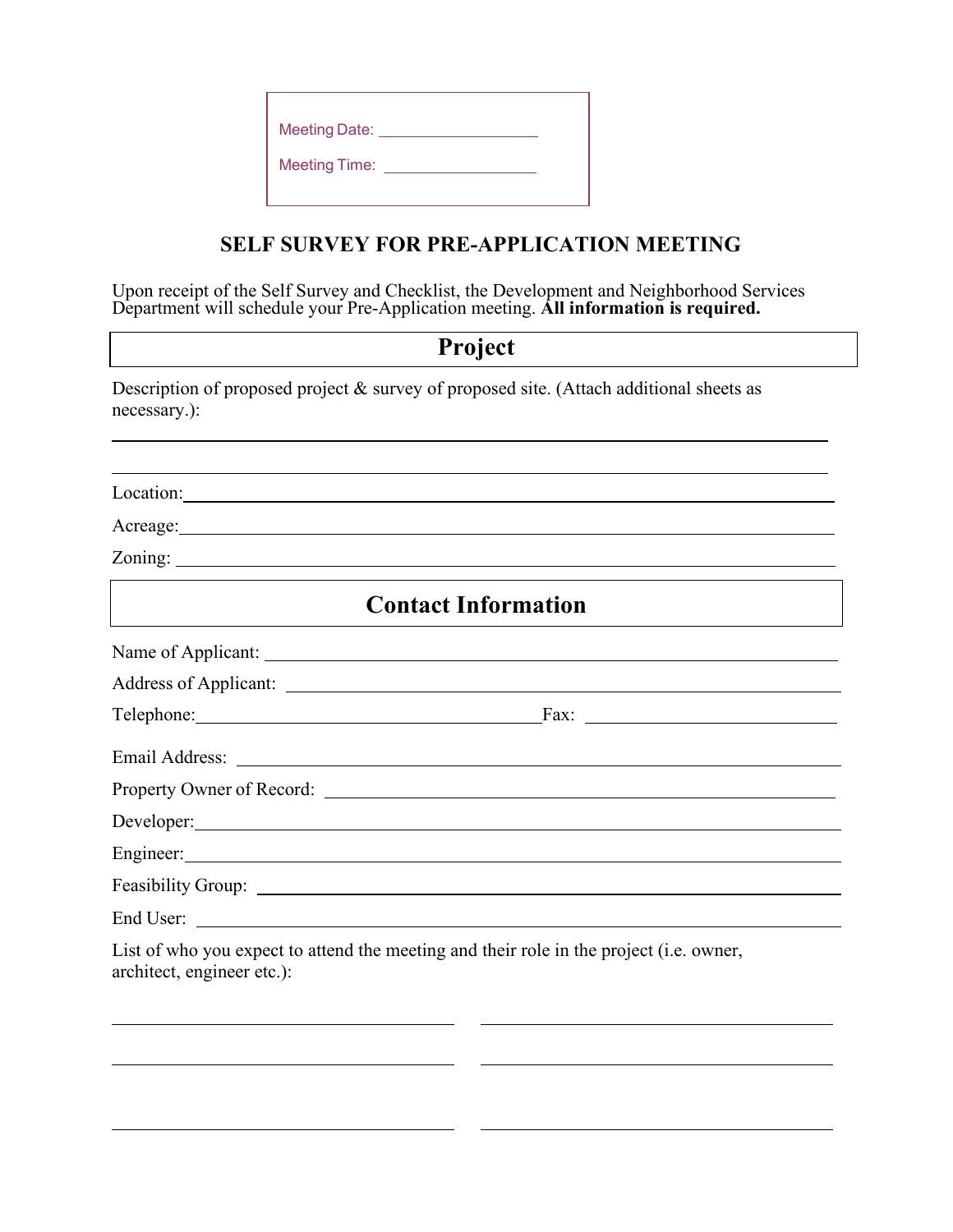Meeting Date: ___________________

Meeting Time: ___________________

# SELF SURVEY FOR PRE-APPLICATION MEETING

Upon receipt of the Self Survey and Checklist, the Development and Neighborhood Services Department will schedule your Pre-Application meeting. **All information is required.**

## Project

Description of proposed project & survey of proposed site. (Attach additional sheets as necessary.):

_______________________________________________________________________________

_______________________________________________________________________________

Location: _______________________________________________________________________

Acreage: _______________________________________________________________________

Zoning: ________________________________________________________________________

## Contact Information

Name of Applicant: _______________________________________________________________

Address of Applicant: _____________________________________________________________

Telephone: _______________________________ Fax: ______________________________

Email Address: ___________________________________________________________________

Property Owner of Record: _________________________________________________________

Developer: _______________________________________________________________________

Engineer: ________________________________________________________________________

Feasibility Group: _________________________________________________________________

End User: ________________________________________________________________________

List of who you expect to attend the meeting and their role in the project (i.e. owner, architect, engineer etc.):

_______________________________ _______________________________

_______________________________ _______________________________

_______________________________ _______________________________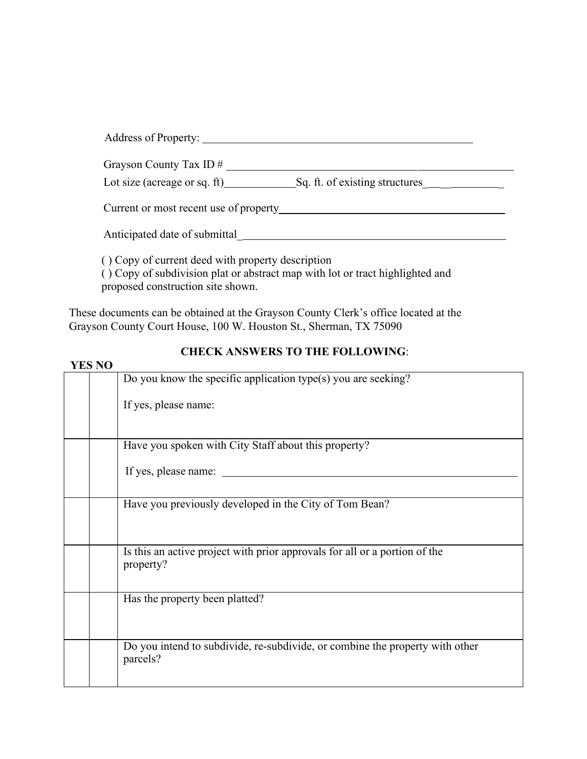Address of Property: ___________________________________________________

Grayson County Tax ID # ___________________________________________________

Lot size (acreage or sq. ft)_____________Sq. ft. of existing structures_____________

Current or most recent use of property___________________________________________

Anticipated date of submittal_________________________________________________

( ) Copy of current deed with property description
( ) Copy of subdivision plat or abstract map with lot or tract highlighted and proposed construction site shown.

These documents can be obtained at the Grayson County Clerk's office located at the Grayson County Court House, 100 W. Houston St., Sherman, TX 75090

**CHECK ANSWERS TO THE FOLLOWING**:

| **YES** | **NO** | |
|---|---|---|
| | | Do you know the specific application type(s) you are seeking?<br><br>If yes, please name: |
| | | Have you spoken with City Staff about this property?<br><br>If yes, please name: ___________________________________________________ |
| | | Have you previously developed in the City of Tom Bean? |
| | | Is this an active project with prior approvals for all or a portion of the property? |
| | | Has the property been platted? |
| | | Do you intend to subdivide, re-subdivide, or combine the property with other parcels? |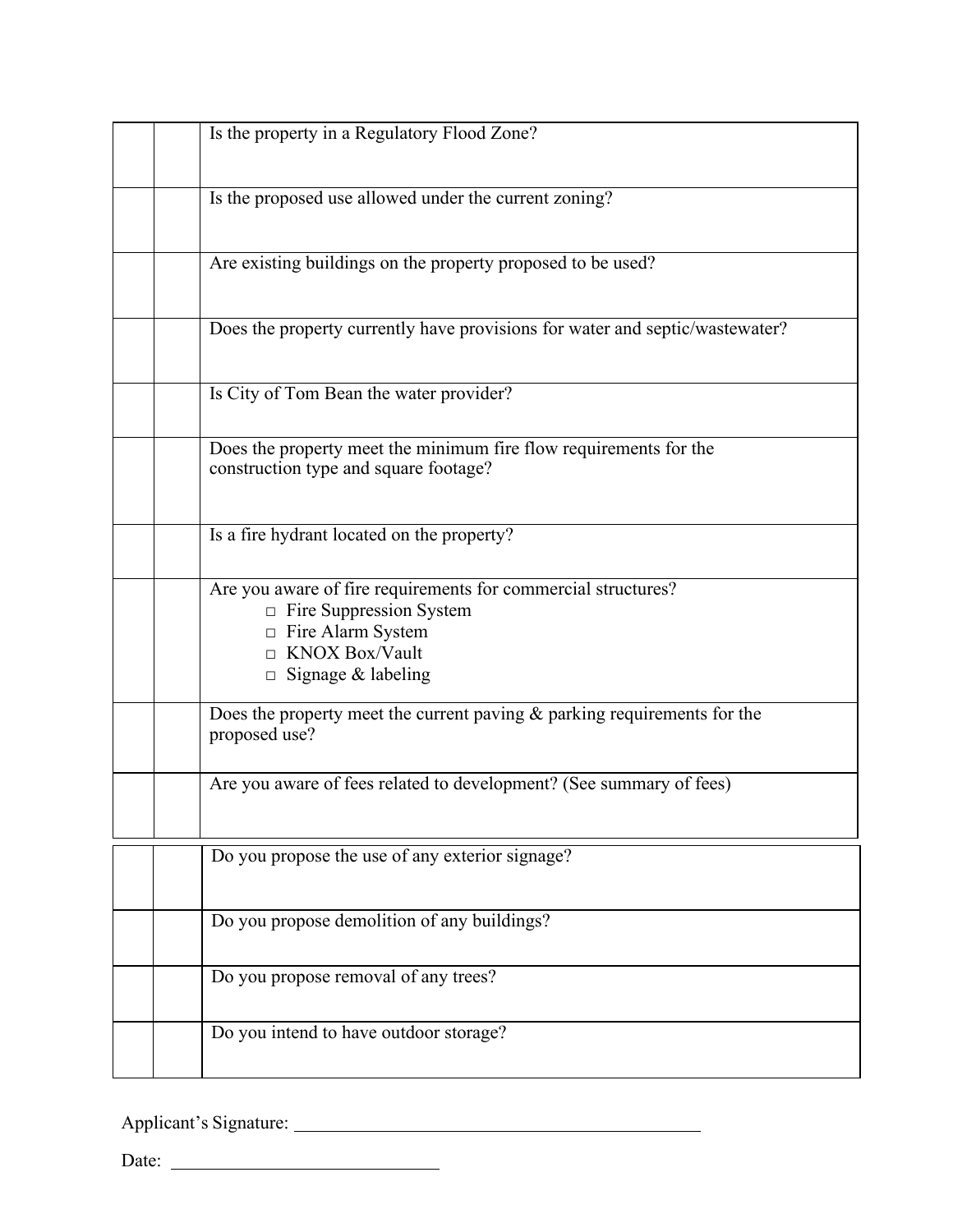|  |  |  |
|---|---|---|
|  |  | Is the property in a Regulatory Flood Zone? |
|  |  | Is the proposed use allowed under the current zoning? |
|  |  | Are existing buildings on the property proposed to be used? |
|  |  | Does the property currently have provisions for water and septic/wastewater? |
|  |  | Is City of Tom Bean the water provider? |
|  |  | Does the property meet the minimum fire flow requirements for the construction type and square footage? |
|  |  | Is a fire hydrant located on the property? |
|  |  | Are you aware of fire requirements for commercial structures?<br>□ Fire Suppression System<br>□ Fire Alarm System<br>□ KNOX Box/Vault<br>□ Signage & labeling |
|  |  | Does the property meet the current paving & parking requirements for the proposed use? |
|  |  | Are you aware of fees related to development? (See summary of fees) |
|  |  | Do you propose the use of any exterior signage? |
|  |  | Do you propose demolition of any buildings? |
|  |  | Do you propose removal of any trees? |
|  |  | Do you intend to have outdoor storage? |

Applicant's Signature: ___________________________________________

Date: ____________________________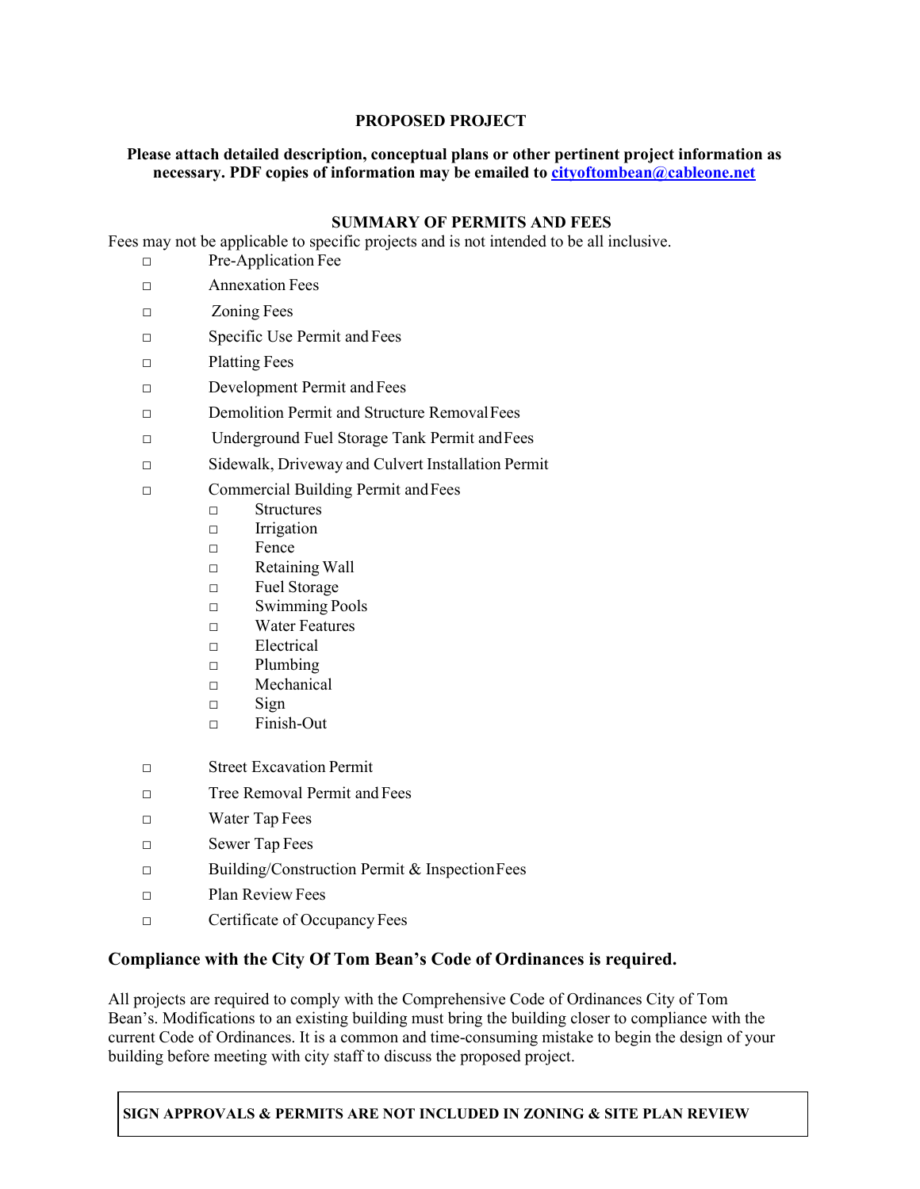## PROPOSED PROJECT

**Please attach detailed description, conceptual plans or other pertinent project information as necessary. PDF copies of information may be emailed to [cityoftombean@cableone.net](mailto:cityoftombean@cableone.net)**

## SUMMARY OF PERMITS AND FEES

Fees may not be applicable to specific projects and is not intended to be all inclusive.

- ☐ Pre-Application Fee
- ☐ Annexation Fees
- ☐ Zoning Fees
- ☐ Specific Use Permit and Fees
- ☐ Platting Fees
- ☐ Development Permit and Fees
- ☐ Demolition Permit and Structure Removal Fees
- ☐ Underground Fuel Storage Tank Permit and Fees
- ☐ Sidewalk, Driveway and Culvert Installation Permit
- ☐ Commercial Building Permit and Fees
  - ☐ Structures
  - ☐ Irrigation
  - ☐ Fence
  - ☐ Retaining Wall
  - ☐ Fuel Storage
  - ☐ Swimming Pools
  - ☐ Water Features
  - ☐ Electrical
  - ☐ Plumbing
  - ☐ Mechanical
  - ☐ Sign
  - ☐ Finish-Out
- ☐ Street Excavation Permit
- ☐ Tree Removal Permit and Fees
- ☐ Water Tap Fees
- ☐ Sewer Tap Fees
- ☐ Building/Construction Permit & Inspection Fees
- ☐ Plan Review Fees
- ☐ Certificate of Occupancy Fees

### Compliance with the City Of Tom Bean's Code of Ordinances is required.

All projects are required to comply with the Comprehensive Code of Ordinances City of Tom Bean's. Modifications to an existing building must bring the building closer to compliance with the current Code of Ordinances. It is a common and time-consuming mistake to begin the design of your building before meeting with city staff to discuss the proposed project.

**SIGN APPROVALS & PERMITS ARE NOT INCLUDED IN ZONING & SITE PLAN REVIEW**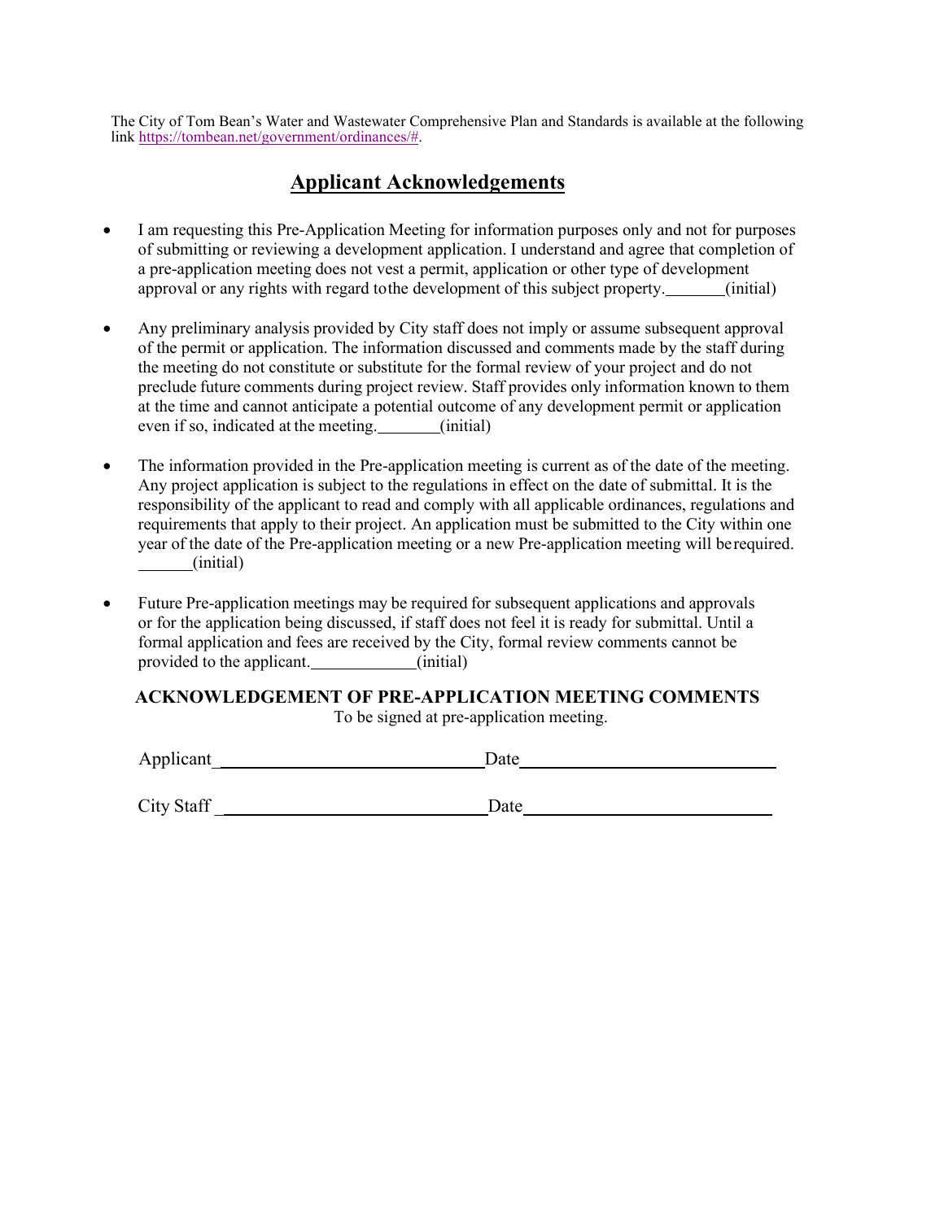The City of Tom Bean's Water and Wastewater Comprehensive Plan and Standards is available at the following link https://tombean.net/government/ordinances/#.

## Applicant Acknowledgements

- I am requesting this Pre-Application Meeting for information purposes only and not for purposes of submitting or reviewing a development application. I understand and agree that completion of a pre-application meeting does not vest a permit, application or other type of development approval or any rights with regard to the development of this subject property. _______(initial)

- Any preliminary analysis provided by City staff does not imply or assume subsequent approval of the permit or application. The information discussed and comments made by the staff during the meeting do not constitute or substitute for the formal review of your project and do not preclude future comments during project review. Staff provides only information known to them at the time and cannot anticipate a potential outcome of any development permit or application even if so, indicated at the meeting. _______(initial)

- The information provided in the Pre-application meeting is current as of the date of the meeting. Any project application is subject to the regulations in effect on the date of submittal. It is the responsibility of the applicant to read and comply with all applicable ordinances, regulations and requirements that apply to their project. An application must be submitted to the City within one year of the date of the Pre-application meeting or a new Pre-application meeting will be required. _______(initial)

- Future Pre-application meetings may be required for subsequent applications and approvals or for the application being discussed, if staff does not feel it is ready for submittal. Until a formal application and fees are received by the City, formal review comments cannot be provided to the applicant. ____________(initial)

**ACKNOWLEDGEMENT OF PRE-APPLICATION MEETING COMMENTS**

To be signed at pre-application meeting.

Applicant ______________________________ Date ______________________________

City Staff ______________________________ Date ______________________________